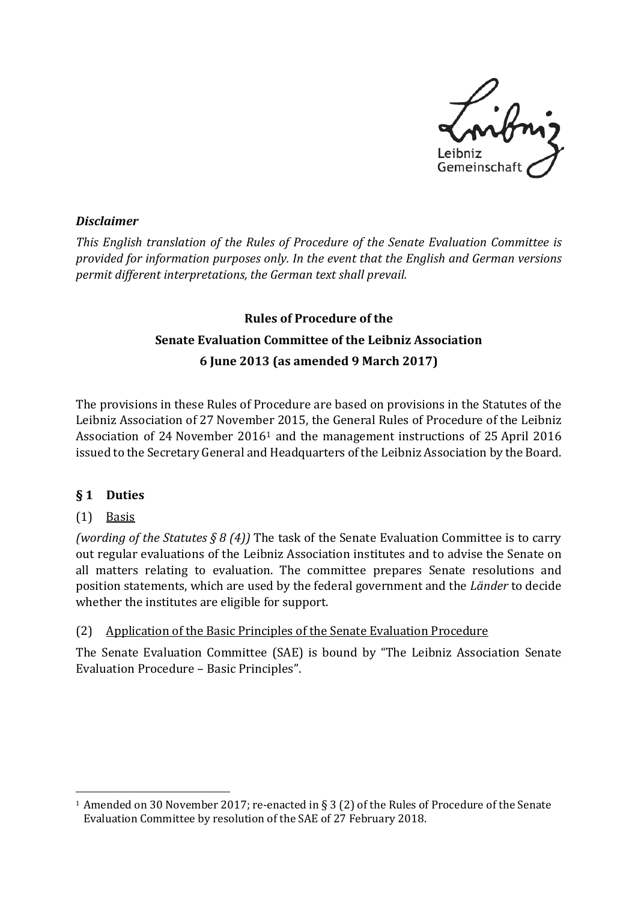***Disclaimer***

*This English translation of the Rules of Procedure of the Senate Evaluation Committee is provided for information purposes only. In the event that the English and German versions permit different interpretations, the German text shall prevail.*

**Rules of Procedure of the**

**Senate Evaluation Committee of the Leibniz Association**

**6 June 2013 (as amended 9 March 2017)**

The provisions in these Rules of Procedure are based on provisions in the Statutes of the Leibniz Association of 27 November 2015, the General Rules of Procedure of the Leibniz Association of 24 November 2016[1] and the management instructions of 25 April 2016 issued to the Secretary General and Headquarters of the Leibniz Association by the Board.

## § 1 Duties

(1) Basis

*(wording of the Statutes § 8 (4))* The task of the Senate Evaluation Committee is to carry out regular evaluations of the Leibniz Association institutes and to advise the Senate on all matters relating to evaluation. The committee prepares Senate resolutions and position statements, which are used by the federal government and the *Länder* to decide whether the institutes are eligible for support.

(2) Application of the Basic Principles of the Senate Evaluation Procedure

The Senate Evaluation Committee (SAE) is bound by "The Leibniz Association Senate Evaluation Procedure – Basic Principles".

[1] Amended on 30 November 2017; re-enacted in § 3 (2) of the Rules of Procedure of the Senate Evaluation Committee by resolution of the SAE of 27 February 2018.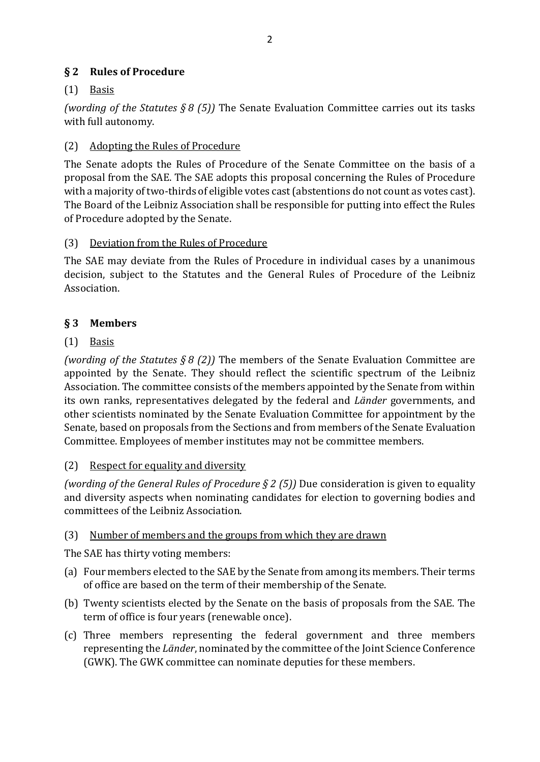## § 2 Rules of Procedure

(1) Basis

*(wording of the Statutes § 8 (5))* The Senate Evaluation Committee carries out its tasks with full autonomy.

(2) Adopting the Rules of Procedure

The Senate adopts the Rules of Procedure of the Senate Committee on the basis of a proposal from the SAE. The SAE adopts this proposal concerning the Rules of Procedure with a majority of two-thirds of eligible votes cast (abstentions do not count as votes cast). The Board of the Leibniz Association shall be responsible for putting into effect the Rules of Procedure adopted by the Senate.

(3) Deviation from the Rules of Procedure

The SAE may deviate from the Rules of Procedure in individual cases by a unanimous decision, subject to the Statutes and the General Rules of Procedure of the Leibniz Association.

## § 3 Members

(1) Basis

*(wording of the Statutes § 8 (2))* The members of the Senate Evaluation Committee are appointed by the Senate. They should reflect the scientific spectrum of the Leibniz Association. The committee consists of the members appointed by the Senate from within its own ranks, representatives delegated by the federal and *Länder* governments, and other scientists nominated by the Senate Evaluation Committee for appointment by the Senate, based on proposals from the Sections and from members of the Senate Evaluation Committee. Employees of member institutes may not be committee members.

(2) Respect for equality and diversity

*(wording of the General Rules of Procedure § 2 (5))* Due consideration is given to equality and diversity aspects when nominating candidates for election to governing bodies and committees of the Leibniz Association.

(3) Number of members and the groups from which they are drawn

The SAE has thirty voting members:

(a) Four members elected to the SAE by the Senate from among its members. Their terms of office are based on the term of their membership of the Senate.

(b) Twenty scientists elected by the Senate on the basis of proposals from the SAE. The term of office is four years (renewable once).

(c) Three members representing the federal government and three members representing the *Länder*, nominated by the committee of the Joint Science Conference (GWK). The GWK committee can nominate deputies for these members.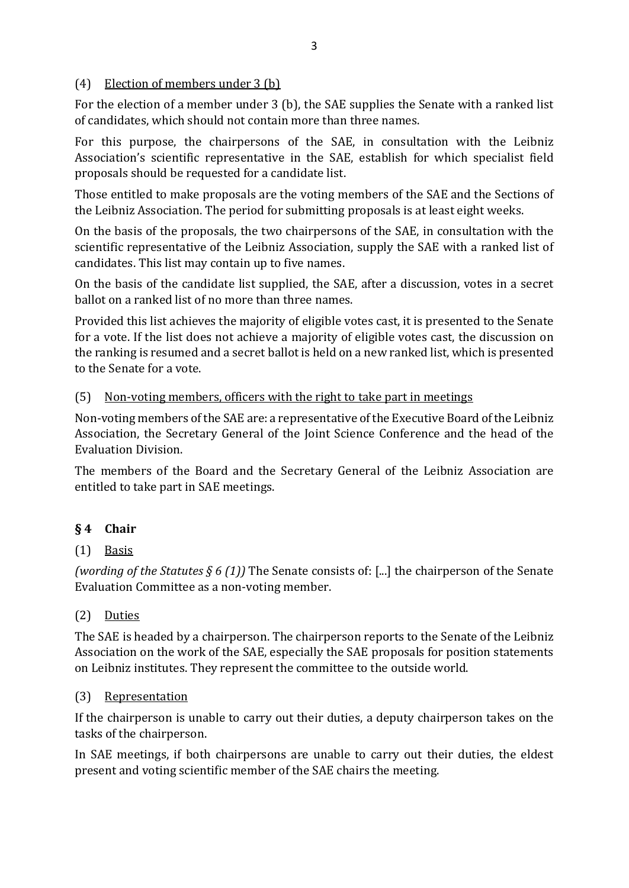(4) <u>Election of members under 3 (b)</u>

For the election of a member under 3 (b), the SAE supplies the Senate with a ranked list of candidates, which should not contain more than three names.

For this purpose, the chairpersons of the SAE, in consultation with the Leibniz Association's scientific representative in the SAE, establish for which specialist field proposals should be requested for a candidate list.

Those entitled to make proposals are the voting members of the SAE and the Sections of the Leibniz Association. The period for submitting proposals is at least eight weeks.

On the basis of the proposals, the two chairpersons of the SAE, in consultation with the scientific representative of the Leibniz Association, supply the SAE with a ranked list of candidates. This list may contain up to five names.

On the basis of the candidate list supplied, the SAE, after a discussion, votes in a secret ballot on a ranked list of no more than three names.

Provided this list achieves the majority of eligible votes cast, it is presented to the Senate for a vote. If the list does not achieve a majority of eligible votes cast, the discussion on the ranking is resumed and a secret ballot is held on a new ranked list, which is presented to the Senate for a vote.

(5) <u>Non-voting members, officers with the right to take part in meetings</u>

Non-voting members of the SAE are: a representative of the Executive Board of the Leibniz Association, the Secretary General of the Joint Science Conference and the head of the Evaluation Division.

The members of the Board and the Secretary General of the Leibniz Association are entitled to take part in SAE meetings.

## § 4 Chair

(1) <u>Basis</u>

*(wording of the Statutes § 6 (1))* The Senate consists of: [...] the chairperson of the Senate Evaluation Committee as a non-voting member.

(2) <u>Duties</u>

The SAE is headed by a chairperson. The chairperson reports to the Senate of the Leibniz Association on the work of the SAE, especially the SAE proposals for position statements on Leibniz institutes. They represent the committee to the outside world.

(3) <u>Representation</u>

If the chairperson is unable to carry out their duties, a deputy chairperson takes on the tasks of the chairperson.

In SAE meetings, if both chairpersons are unable to carry out their duties, the eldest present and voting scientific member of the SAE chairs the meeting.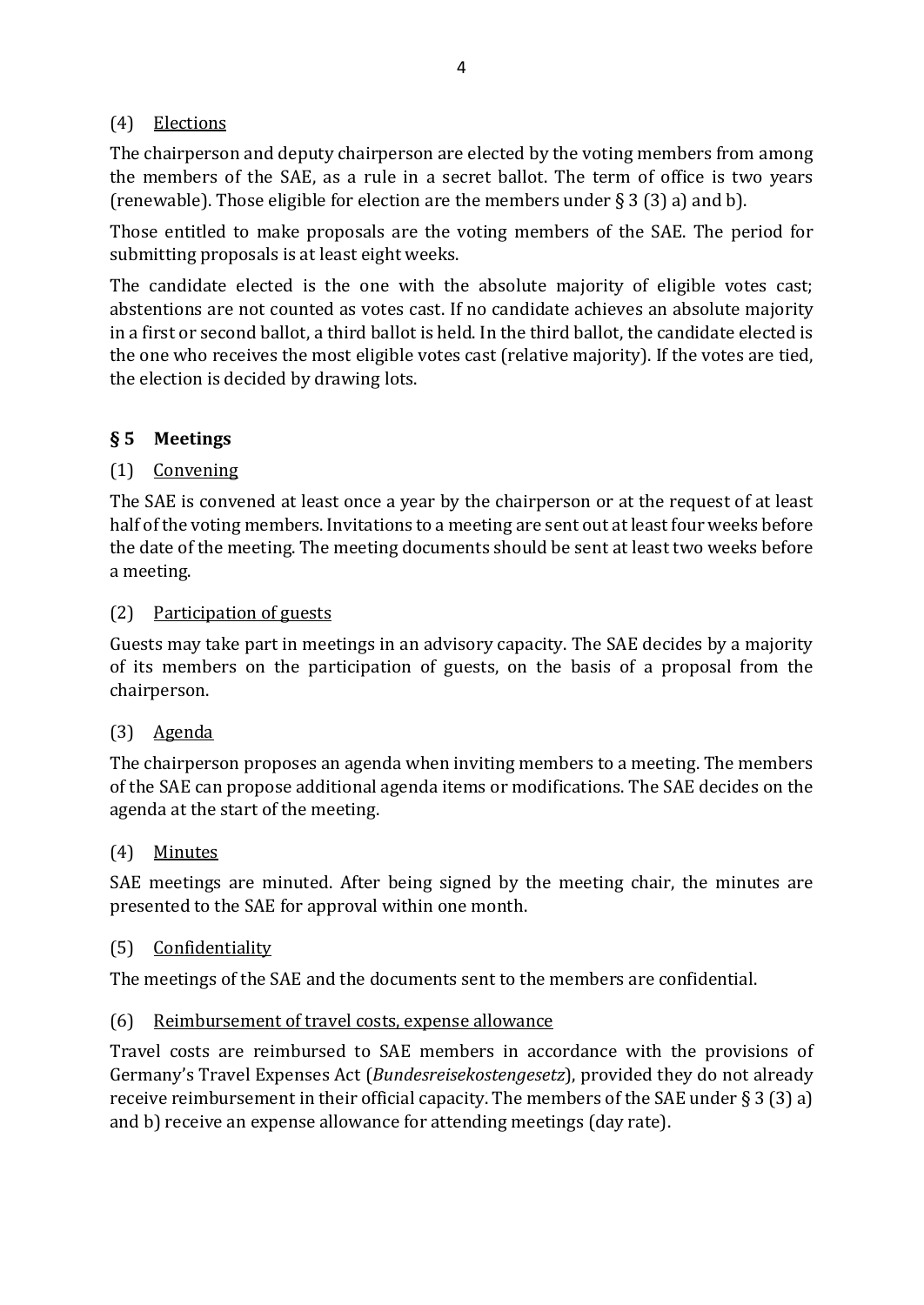(4) <u>Elections</u>

The chairperson and deputy chairperson are elected by the voting members from among the members of the SAE, as a rule in a secret ballot. The term of office is two years (renewable). Those eligible for election are the members under § 3 (3) a) and b).

Those entitled to make proposals are the voting members of the SAE. The period for submitting proposals is at least eight weeks.

The candidate elected is the one with the absolute majority of eligible votes cast; abstentions are not counted as votes cast. If no candidate achieves an absolute majority in a first or second ballot, a third ballot is held. In the third ballot, the candidate elected is the one who receives the most eligible votes cast (relative majority). If the votes are tied, the election is decided by drawing lots.

## § 5 Meetings

(1) <u>Convening</u>

The SAE is convened at least once a year by the chairperson or at the request of at least half of the voting members. Invitations to a meeting are sent out at least four weeks before the date of the meeting. The meeting documents should be sent at least two weeks before a meeting.

(2) <u>Participation of guests</u>

Guests may take part in meetings in an advisory capacity. The SAE decides by a majority of its members on the participation of guests, on the basis of a proposal from the chairperson.

(3) <u>Agenda</u>

The chairperson proposes an agenda when inviting members to a meeting. The members of the SAE can propose additional agenda items or modifications. The SAE decides on the agenda at the start of the meeting.

(4) <u>Minutes</u>

SAE meetings are minuted. After being signed by the meeting chair, the minutes are presented to the SAE for approval within one month.

(5) <u>Confidentiality</u>

The meetings of the SAE and the documents sent to the members are confidential.

(6) <u>Reimbursement of travel costs, expense allowance</u>

Travel costs are reimbursed to SAE members in accordance with the provisions of Germany's Travel Expenses Act (*Bundesreisekostengesetz*), provided they do not already receive reimbursement in their official capacity. The members of the SAE under § 3 (3) a) and b) receive an expense allowance for attending meetings (day rate).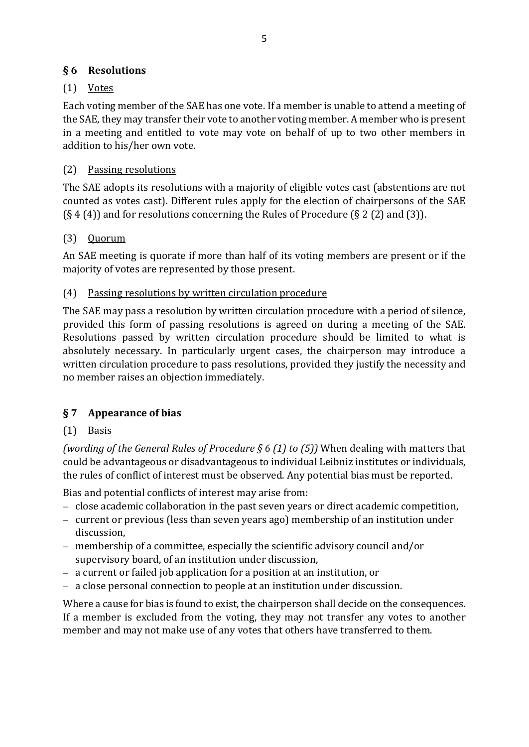## § 6 Resolutions

### (1) Votes

Each voting member of the SAE has one vote. If a member is unable to attend a meeting of the SAE, they may transfer their vote to another voting member. A member who is present in a meeting and entitled to vote may vote on behalf of up to two other members in addition to his/her own vote.

### (2) Passing resolutions

The SAE adopts its resolutions with a majority of eligible votes cast (abstentions are not counted as votes cast). Different rules apply for the election of chairpersons of the SAE (§ 4 (4)) and for resolutions concerning the Rules of Procedure (§ 2 (2) and (3)).

### (3) Quorum

An SAE meeting is quorate if more than half of its voting members are present or if the majority of votes are represented by those present.

### (4) Passing resolutions by written circulation procedure

The SAE may pass a resolution by written circulation procedure with a period of silence, provided this form of passing resolutions is agreed on during a meeting of the SAE. Resolutions passed by written circulation procedure should be limited to what is absolutely necessary. In particularly urgent cases, the chairperson may introduce a written circulation procedure to pass resolutions, provided they justify the necessity and no member raises an objection immediately.

## § 7 Appearance of bias

### (1) Basis

*(wording of the General Rules of Procedure § 6 (1) to (5))* When dealing with matters that could be advantageous or disadvantageous to individual Leibniz institutes or individuals, the rules of conflict of interest must be observed. Any potential bias must be reported.

Bias and potential conflicts of interest may arise from:

- close academic collaboration in the past seven years or direct academic competition,
- current or previous (less than seven years ago) membership of an institution under discussion,
- membership of a committee, especially the scientific advisory council and/or supervisory board, of an institution under discussion,
- a current or failed job application for a position at an institution, or
- a close personal connection to people at an institution under discussion.

Where a cause for bias is found to exist, the chairperson shall decide on the consequences. If a member is excluded from the voting, they may not transfer any votes to another member and may not make use of any votes that others have transferred to them.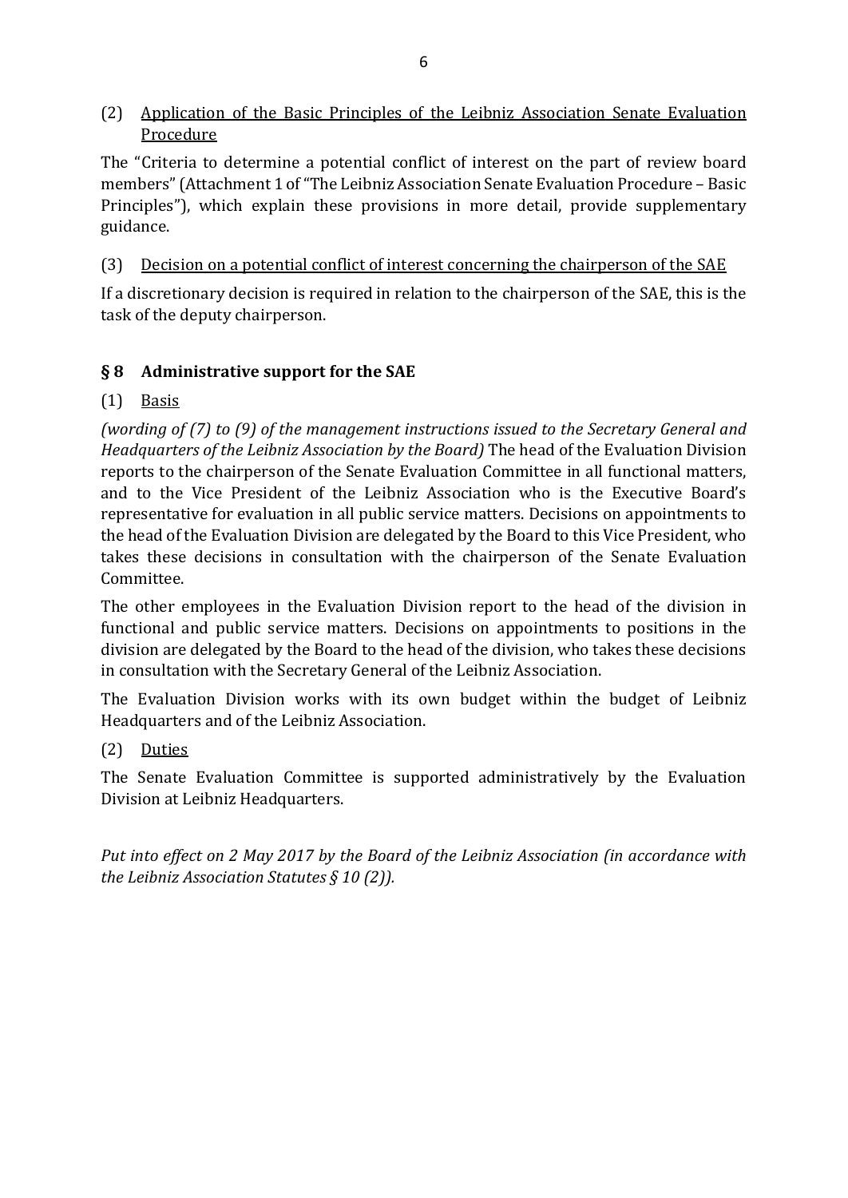(2) <u>Application of the Basic Principles of the Leibniz Association Senate Evaluation Procedure</u>

The "Criteria to determine a potential conflict of interest on the part of review board members" (Attachment 1 of "The Leibniz Association Senate Evaluation Procedure – Basic Principles"), which explain these provisions in more detail, provide supplementary guidance.

(3) <u>Decision on a potential conflict of interest concerning the chairperson of the SAE</u>

If a discretionary decision is required in relation to the chairperson of the SAE, this is the task of the deputy chairperson.

## § 8 Administrative support for the SAE

(1) <u>Basis</u>

*(wording of (7) to (9) of the management instructions issued to the Secretary General and Headquarters of the Leibniz Association by the Board)* The head of the Evaluation Division reports to the chairperson of the Senate Evaluation Committee in all functional matters, and to the Vice President of the Leibniz Association who is the Executive Board's representative for evaluation in all public service matters. Decisions on appointments to the head of the Evaluation Division are delegated by the Board to this Vice President, who takes these decisions in consultation with the chairperson of the Senate Evaluation Committee.

The other employees in the Evaluation Division report to the head of the division in functional and public service matters. Decisions on appointments to positions in the division are delegated by the Board to the head of the division, who takes these decisions in consultation with the Secretary General of the Leibniz Association.

The Evaluation Division works with its own budget within the budget of Leibniz Headquarters and of the Leibniz Association.

(2) <u>Duties</u>

The Senate Evaluation Committee is supported administratively by the Evaluation Division at Leibniz Headquarters.

*Put into effect on 2 May 2017 by the Board of the Leibniz Association (in accordance with the Leibniz Association Statutes § 10 (2)).*